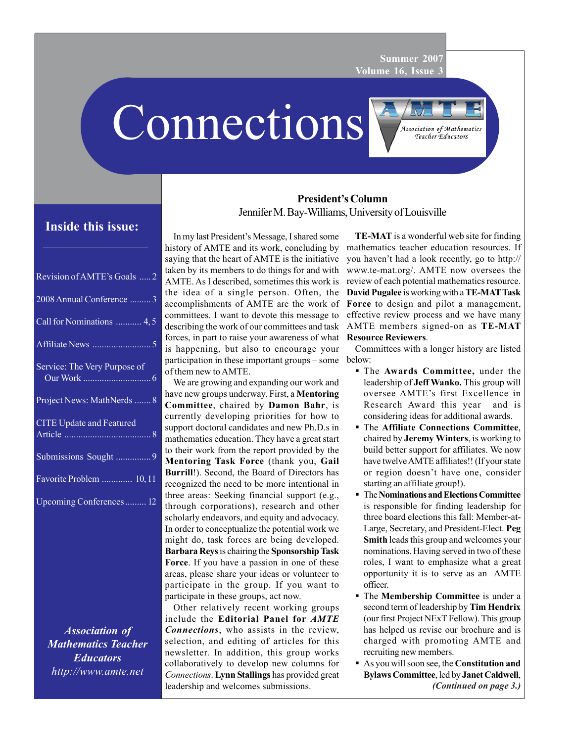Summer 2007
Volume 16, Issue 3

# Connections

Association of Mathematics Teacher Educators

## Inside this issue:

- Revision of AMTE's Goals ..... 2
- 2008 Annual Conference ......... 3
- Call for Nominations ........... 4, 5
- Affiliate News ......................... 5
- Service: The Very Purpose of Our Work ............................ 6
- Project News: MathNerds ....... 8
- CITE Update and Featured Article ..................................... 8
- Submissions Sought ............... 9
- Favorite Problem ............. 10, 11
- Upcoming Conferences ......... 12

***Association of Mathematics Teacher Educators***
*http://www.amte.net*

## President's Column

Jennifer M. Bay-Williams, University of Louisville

In my last President's Message, I shared some history of AMTE and its work, concluding by saying that the heart of AMTE is the initiative taken by its members to do things for and with AMTE. As I described, sometimes this work is the idea of a single person. Often, the accomplishments of AMTE are the work of committees. I want to devote this message to describing the work of our committees and task forces, in part to raise your awareness of what is happening, but also to encourage your participation in these important groups – some of them new to AMTE.

We are growing and expanding our work and have new groups underway. First, a **Mentoring Committee**, chaired by **Damon Bahr**, is currently developing priorities for how to support doctoral candidates and new Ph.D.s in mathematics education. They have a great start to their work from the report provided by the **Mentoring Task Force** (thank you, **Gail Burrill**!). Second, the Board of Directors has recognized the need to be more intentional in three areas: Seeking financial support (e.g., through corporations), research and other scholarly endeavors, and equity and advocacy. In order to conceptualize the potential work we might do, task forces are being developed. **Barbara Reys** is chairing the **Sponsorship Task Force**. If you have a passion in one of these areas, please share your ideas or volunteer to participate in the group. If you want to participate in these groups, act now.

Other relatively recent working groups include the **Editorial Panel for *AMTE Connections***, who assists in the review, selection, and editing of articles for this newsletter. In addition, this group works collaboratively to develop new columns for *Connections*. **Lynn Stallings** has provided great leadership and welcomes submissions.

**TE-MAT** is a wonderful web site for finding mathematics teacher education resources. If you haven't had a look recently, go to http://www.te-mat.org/. AMTE now oversees the review of each potential mathematics resource. **David Pugalee** is working with a **TE-MAT Task Force** to design and pilot a management, effective review process and we have many AMTE members signed-on as **TE-MAT Resource Reviewers**.

Committees with a longer history are listed below:

- The **Awards Committee,** under the leadership of **Jeff Wanko.** This group will oversee AMTE's first Excellence in Research Award this year and is considering ideas for additional awards.
- The **Affiliate Connections Committee**, chaired by **Jeremy Winters**, is working to build better support for affiliates. We now have twelve AMTE affiliates!! (If your state or region doesn't have one, consider starting an affiliate group!).
- The **Nominations and Elections Committee** is responsible for finding leadership for three board elections this fall: Member-at-Large, Secretary, and President-Elect. **Peg Smith** leads this group and welcomes your nominations. Having served in two of these roles, I want to emphasize what a great opportunity it is to serve as an AMTE officer.
- The **Membership Committee** is under a second term of leadership by **Tim Hendrix** (our first Project NExT Fellow). This group has helped us revise our brochure and is charged with promoting AMTE and recruiting new members.
- As you will soon see, the **Constitution and Bylaws Committee**, led by **Janet Caldwell**,

***(Continued on page 3.)***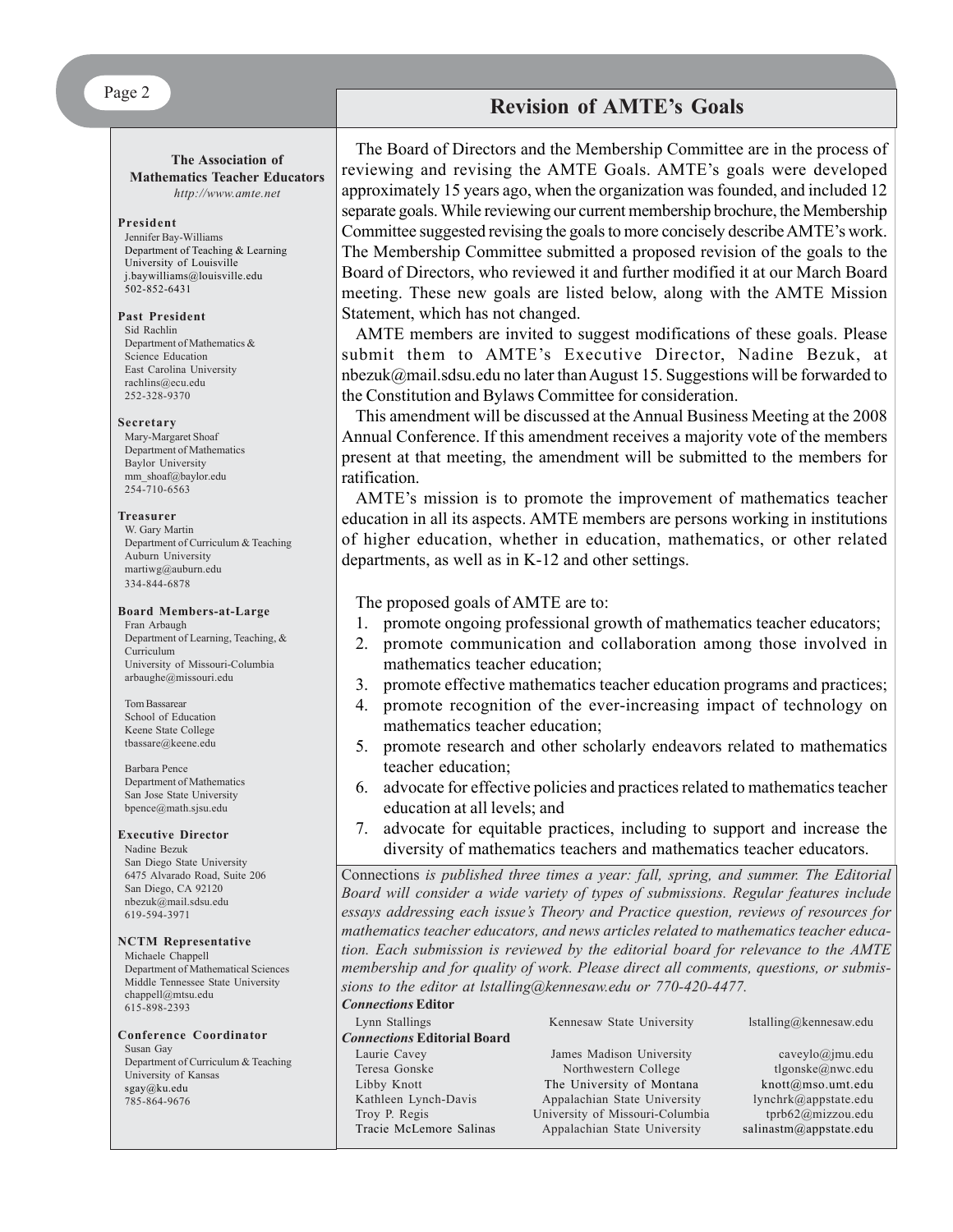## Revision of AMTE's Goals

The Board of Directors and the Membership Committee are in the process of reviewing and revising the AMTE Goals. AMTE's goals were developed approximately 15 years ago, when the organization was founded, and included 12 separate goals. While reviewing our current membership brochure, the Membership Committee suggested revising the goals to more concisely describe AMTE's work. The Membership Committee submitted a proposed revision of the goals to the Board of Directors, who reviewed it and further modified it at our March Board meeting. These new goals are listed below, along with the AMTE Mission Statement, which has not changed.

AMTE members are invited to suggest modifications of these goals. Please submit them to AMTE's Executive Director, Nadine Bezuk, at nbezuk@mail.sdsu.edu no later than August 15. Suggestions will be forwarded to the Constitution and Bylaws Committee for consideration.

This amendment will be discussed at the Annual Business Meeting at the 2008 Annual Conference. If this amendment receives a majority vote of the members present at that meeting, the amendment will be submitted to the members for ratification.

AMTE's mission is to promote the improvement of mathematics teacher education in all its aspects. AMTE members are persons working in institutions of higher education, whether in education, mathematics, or other related departments, as well as in K-12 and other settings.

The proposed goals of AMTE are to:

1. promote ongoing professional growth of mathematics teacher educators;
2. promote communication and collaboration among those involved in mathematics teacher education;
3. promote effective mathematics teacher education programs and practices;
4. promote recognition of the ever-increasing impact of technology on mathematics teacher education;
5. promote research and other scholarly endeavors related to mathematics teacher education;
6. advocate for effective policies and practices related to mathematics teacher education at all levels; and
7. advocate for equitable practices, including to support and increase the diversity of mathematics teachers and mathematics teacher educators.

---

Connections *is published three times a year: fall, spring, and summer. The Editorial Board will consider a wide variety of types of submissions. Regular features include essays addressing each issue's Theory and Practice question, reviews of resources for mathematics teacher educators, and news articles related to mathematics teacher education. Each submission is reviewed by the editorial board for relevance to the AMTE membership and for quality of work. Please direct all comments, questions, or submissions to the editor at lstalling@kennesaw.edu or 770-420-4477.*

***Connections* Editor**

| | | |
|---|---|---|
| Lynn Stallings | Kennesaw State University | lstalling@kennesaw.edu |

***Connections* Editorial Board**

| | | |
|---|---|---|
| Laurie Cavey | James Madison University | caveylo@jmu.edu |
| Teresa Gonske | Northwestern College | tlgonske@nwc.edu |
| Libby Knott | The University of Montana | knott@mso.umt.edu |
| Kathleen Lynch-Davis | Appalachian State University | lynchrk@appstate.edu |
| Troy P. Regis | University of Missouri-Columbia | tprb62@mizzou.edu |
| Tracie McLemore Salinas | Appalachian State University | salinastm@appstate.edu |

---

**The Association of Mathematics Teacher Educators**
*http://www.amte.net*

**President**
Jennifer Bay-Williams
Department of Teaching & Learning
University of Louisville
j.baywilliams@louisville.edu
502-852-6431

**Past President**
Sid Rachlin
Department of Mathematics & Science Education
East Carolina University
rachlins@ecu.edu
252-328-9370

**Secretary**
Mary-Margaret Shoaf
Department of Mathematics
Baylor University
mm_shoaf@baylor.edu
254-710-6563

**Treasurer**
W. Gary Martin
Department of Curriculum & Teaching
Auburn University
martiwg@auburn.edu
334-844-6878

**Board Members-at-Large**
Fran Arbaugh
Department of Learning, Teaching, & Curriculum
University of Missouri-Columbia
arbaughe@missouri.edu

Tom Bassarear
School of Education
Keene State College
tbassare@keene.edu

Barbara Pence
Department of Mathematics
San Jose State University
bpence@math.sjsu.edu

**Executive Director**
Nadine Bezuk
San Diego State University
6475 Alvarado Road, Suite 206
San Diego, CA 92120
nbezuk@mail.sdsu.edu
619-594-3971

**NCTM Representative**
Michaele Chappell
Department of Mathematical Sciences
Middle Tennessee State University
chappell@mtsu.edu
615-898-2393

**Conference Coordinator**
Susan Gay
Department of Curriculum & Teaching
University of Kansas
sgay@ku.edu
785-864-9676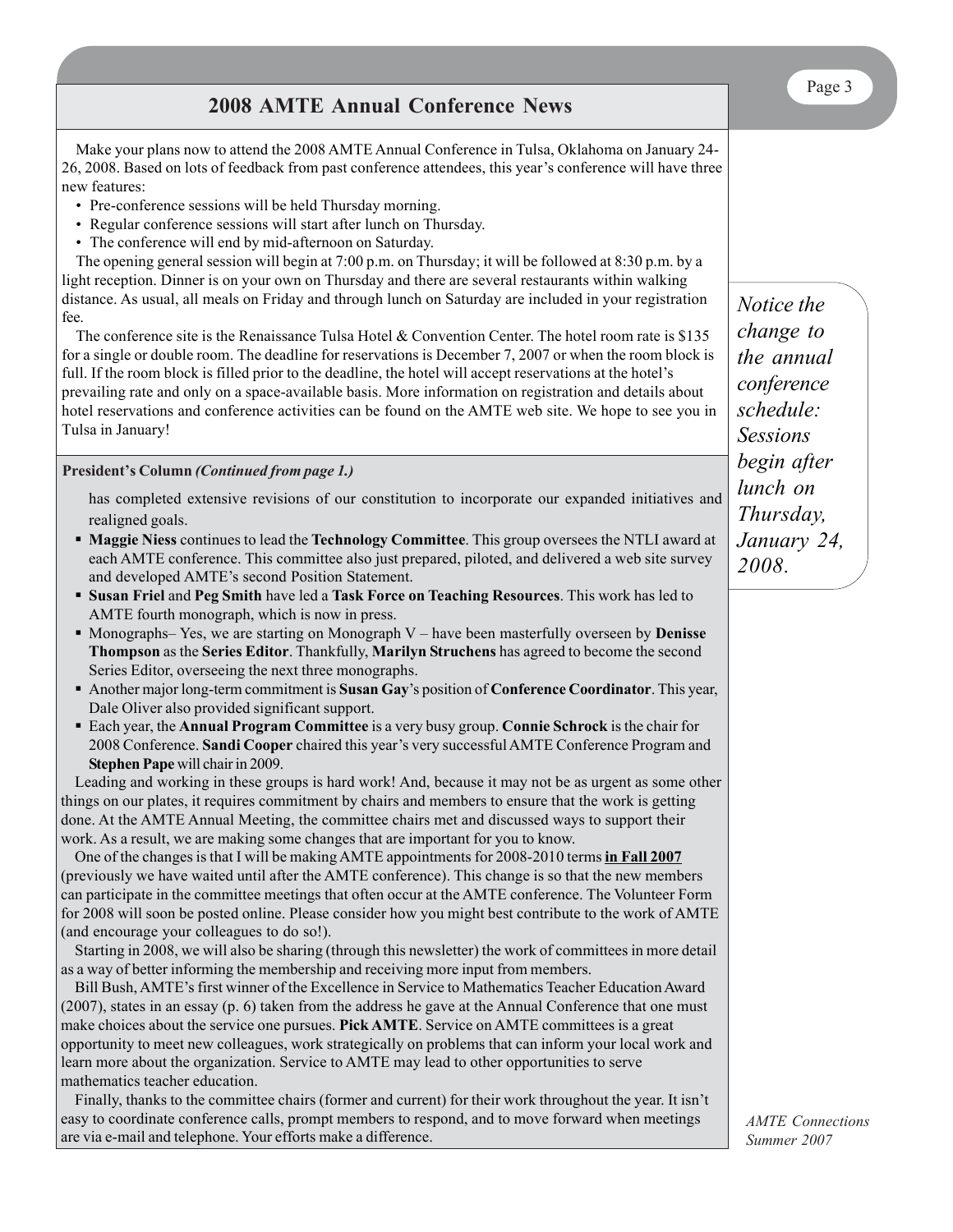## 2008 AMTE Annual Conference News

Make your plans now to attend the 2008 AMTE Annual Conference in Tulsa, Oklahoma on January 24-26, 2008. Based on lots of feedback from past conference attendees, this year's conference will have three new features:

- Pre-conference sessions will be held Thursday morning.
- Regular conference sessions will start after lunch on Thursday.
- The conference will end by mid-afternoon on Saturday.

The opening general session will begin at 7:00 p.m. on Thursday; it will be followed at 8:30 p.m. by a light reception. Dinner is on your own on Thursday and there are several restaurants within walking distance. As usual, all meals on Friday and through lunch on Saturday are included in your registration fee.

The conference site is the Renaissance Tulsa Hotel & Convention Center. The hotel room rate is $135 for a single or double room. The deadline for reservations is December 7, 2007 or when the room block is full. If the room block is filled prior to the deadline, the hotel will accept reservations at the hotel's prevailing rate and only on a space-available basis. More information on registration and details about hotel reservations and conference activities can be found on the AMTE web site. We hope to see you in Tulsa in January!

*Notice the change to the annual conference schedule: Sessions begin after lunch on Thursday, January 24, 2008.*

**President's Column** ***(Continued from page 1.)***

has completed extensive revisions of our constitution to incorporate our expanded initiatives and realigned goals.

- **Maggie Niess** continues to lead the **Technology Committee**. This group oversees the NTLI award at each AMTE conference. This committee also just prepared, piloted, and delivered a web site survey and developed AMTE's second Position Statement.
- **Susan Friel** and **Peg Smith** have led a **Task Force on Teaching Resources**. This work has led to AMTE fourth monograph, which is now in press.
- Monographs– Yes, we are starting on Monograph V – have been masterfully overseen by **Denisse Thompson** as the **Series Editor**. Thankfully, **Marilyn Struchens** has agreed to become the second Series Editor, overseeing the next three monographs.
- Another major long-term commitment is **Susan Gay**'s position of **Conference Coordinator**. This year, Dale Oliver also provided significant support.
- Each year, the **Annual Program Committee** is a very busy group. **Connie Schrock** is the chair for 2008 Conference. **Sandi Cooper** chaired this year's very successful AMTE Conference Program and **Stephen Pape** will chair in 2009.

Leading and working in these groups is hard work! And, because it may not be as urgent as some other things on our plates, it requires commitment by chairs and members to ensure that the work is getting done. At the AMTE Annual Meeting, the committee chairs met and discussed ways to support their work. As a result, we are making some changes that are important for you to know.

One of the changes is that I will be making AMTE appointments for 2008-2010 terms **in Fall 2007** (previously we have waited until after the AMTE conference). This change is so that the new members can participate in the committee meetings that often occur at the AMTE conference. The Volunteer Form for 2008 will soon be posted online. Please consider how you might best contribute to the work of AMTE (and encourage your colleagues to do so!).

Starting in 2008, we will also be sharing (through this newsletter) the work of committees in more detail as a way of better informing the membership and receiving more input from members.

Bill Bush, AMTE's first winner of the Excellence in Service to Mathematics Teacher Education Award (2007), states in an essay (p. 6) taken from the address he gave at the Annual Conference that one must make choices about the service one pursues. **Pick AMTE**. Service on AMTE committees is a great opportunity to meet new colleagues, work strategically on problems that can inform your local work and learn more about the organization. Service to AMTE may lead to other opportunities to serve mathematics teacher education.

Finally, thanks to the committee chairs (former and current) for their work throughout the year. It isn't easy to coordinate conference calls, prompt members to respond, and to move forward when meetings are via e-mail and telephone. Your efforts make a difference.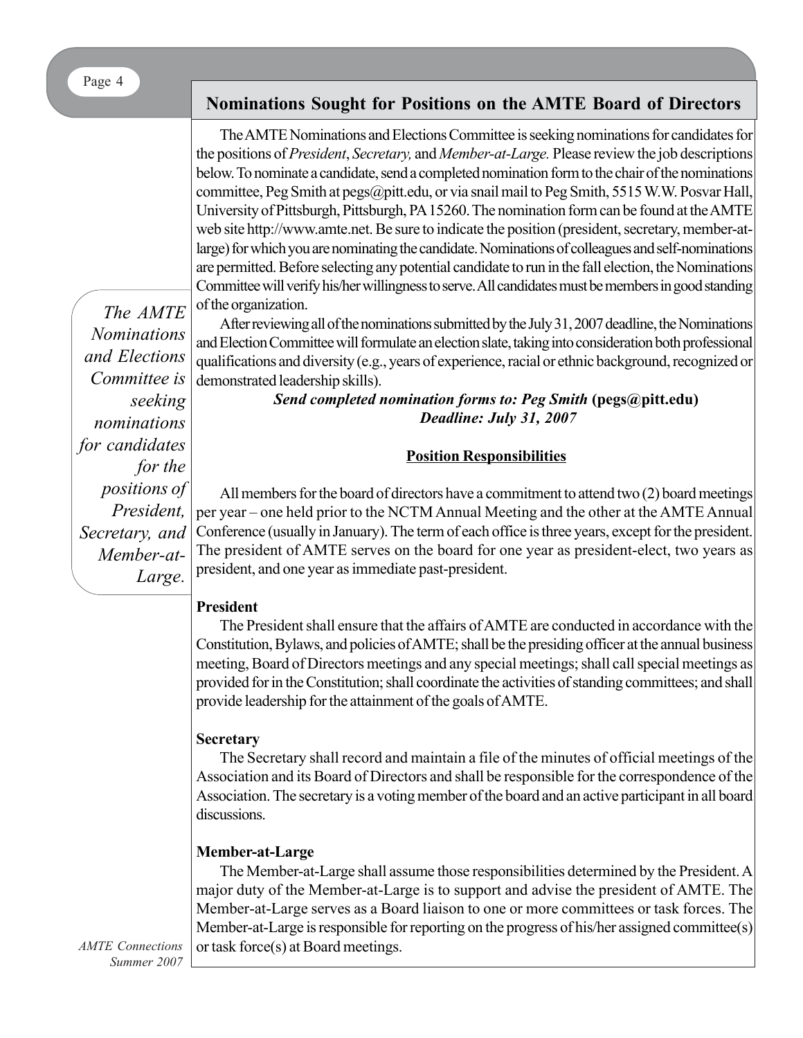## Nominations Sought for Positions on the AMTE Board of Directors

The AMTE Nominations and Elections Committee is seeking nominations for candidates for the positions of *President*, *Secretary,* and *Member-at-Large.* Please review the job descriptions below. To nominate a candidate, send a completed nomination form to the chair of the nominations committee, Peg Smith at pegs@pitt.edu, or via snail mail to Peg Smith, 5515 W.W. Posvar Hall, University of Pittsburgh, Pittsburgh, PA 15260. The nomination form can be found at the AMTE web site http://www.amte.net. Be sure to indicate the position (president, secretary, member-at-large) for which you are nominating the candidate. Nominations of colleagues and self-nominations are permitted. Before selecting any potential candidate to run in the fall election, the Nominations Committee will verify his/her willingness to serve. All candidates must be members in good standing of the organization.

*The AMTE Nominations and Elections Committee is seeking nominations for candidates for the positions of President, Secretary, and Member-at-Large.*

After reviewing all of the nominations submitted by the July 31, 2007 deadline, the Nominations and Election Committee will formulate an election slate, taking into consideration both professional qualifications and diversity (e.g., years of experience, racial or ethnic background, recognized or demonstrated leadership skills).

***Send completed nomination forms to: Peg Smith* (pegs@pitt.edu)**
***Deadline: July 31, 2007***

### Position Responsibilities

All members for the board of directors have a commitment to attend two (2) board meetings per year – one held prior to the NCTM Annual Meeting and the other at the AMTE Annual Conference (usually in January). The term of each office is three years, except for the president. The president of AMTE serves on the board for one year as president-elect, two years as president, and one year as immediate past-president.

**President**

The President shall ensure that the affairs of AMTE are conducted in accordance with the Constitution, Bylaws, and policies of AMTE; shall be the presiding officer at the annual business meeting, Board of Directors meetings and any special meetings; shall call special meetings as provided for in the Constitution; shall coordinate the activities of standing committees; and shall provide leadership for the attainment of the goals of AMTE.

**Secretary**

The Secretary shall record and maintain a file of the minutes of official meetings of the Association and its Board of Directors and shall be responsible for the correspondence of the Association. The secretary is a voting member of the board and an active participant in all board discussions.

**Member-at-Large**

The Member-at-Large shall assume those responsibilities determined by the President. A major duty of the Member-at-Large is to support and advise the president of AMTE. The Member-at-Large serves as a Board liaison to one or more committees or task forces. The Member-at-Large is responsible for reporting on the progress of his/her assigned committee(s) or task force(s) at Board meetings.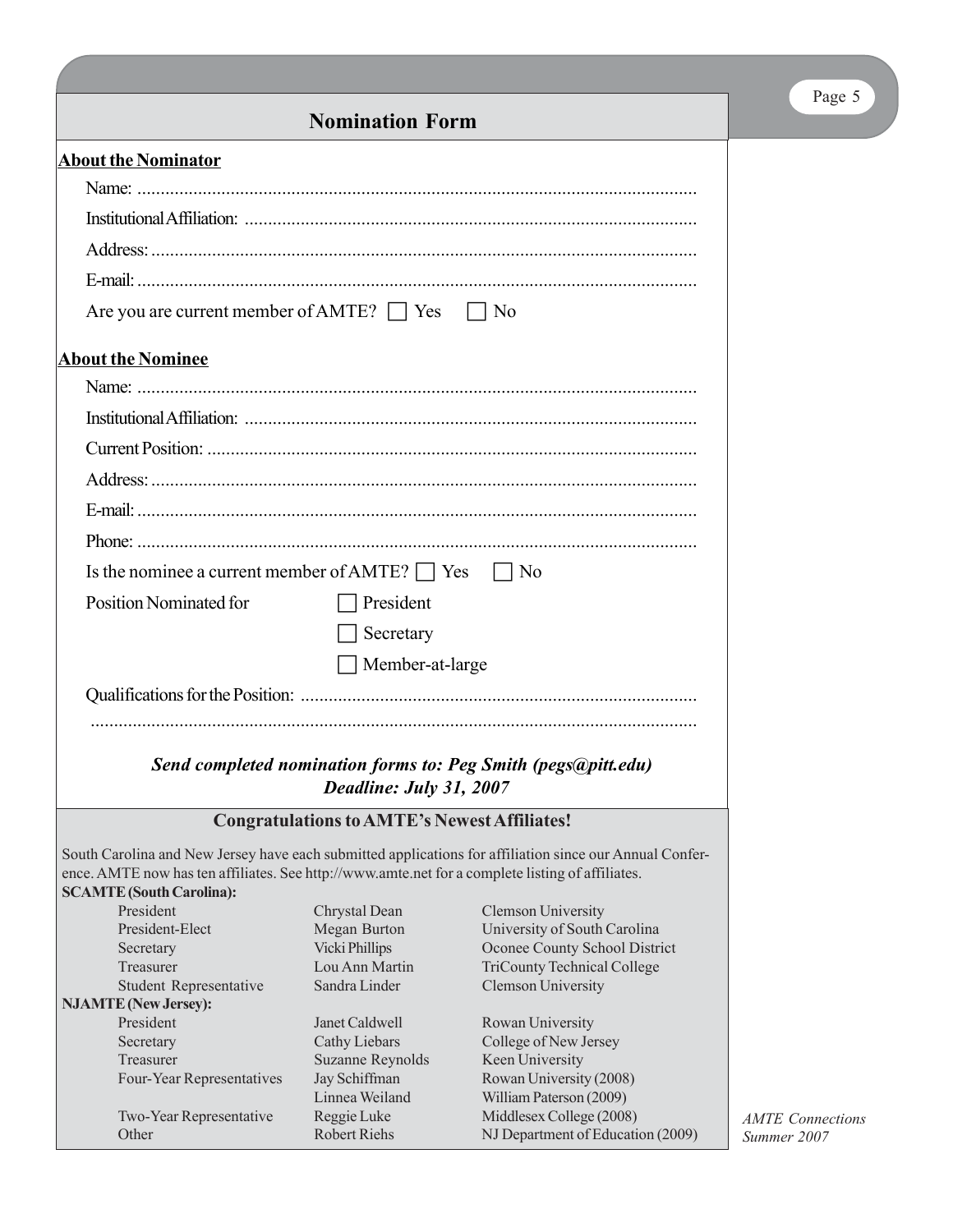## Nomination Form

**About the Nominator**

Name: ........................................................................................................................

Institutional Affiliation: .................................................................................................

Address: ....................................................................................................................

E-mail: ......................................................................................................................

Are you are current member of AMTE? ☐ Yes ☐ No

**About the Nominee**

Name: ........................................................................................................................

Institutional Affiliation: .................................................................................................

Current Position: .........................................................................................................

Address: ....................................................................................................................

E-mail: ......................................................................................................................

Phone: .......................................................................................................................

Is the nominee a current member of AMTE? ☐ Yes ☐ No

Position Nominated for ☐ President ☐ Secretary ☐ Member-at-large

Qualifications for the Position: ....................................................................................

.................................................................................................................................

***Send completed nomination forms to: Peg Smith (pegs@pitt.edu)***
***Deadline: July 31, 2007***

### Congratulations to AMTE's Newest Affiliates!

South Carolina and New Jersey have each submitted applications for affiliation since our Annual Conference. AMTE now has ten affiliates. See http://www.amte.net for a complete listing of affiliates.

**SCAMTE (South Carolina):**

| Position | Name | Affiliation |
|---|---|---|
| President | Chrystal Dean | Clemson University |
| President-Elect | Megan Burton | University of South Carolina |
| Secretary | Vicki Phillips | Oconee County School District |
| Treasurer | Lou Ann Martin | TriCounty Technical College |
| Student Representative | Sandra Linder | Clemson University |

**NJAMTE (New Jersey):**

| Position | Name | Affiliation |
|---|---|---|
| President | Janet Caldwell | Rowan University |
| Secretary | Cathy Liebars | College of New Jersey |
| Treasurer | Suzanne Reynolds | Keen University |
| Four-Year Representatives | Jay Schiffman | Rowan University (2008) |
| | Linnea Weiland | William Paterson (2009) |
| Two-Year Representative | Reggie Luke | Middlesex College (2008) |
| Other | Robert Riehs | NJ Department of Education (2009) |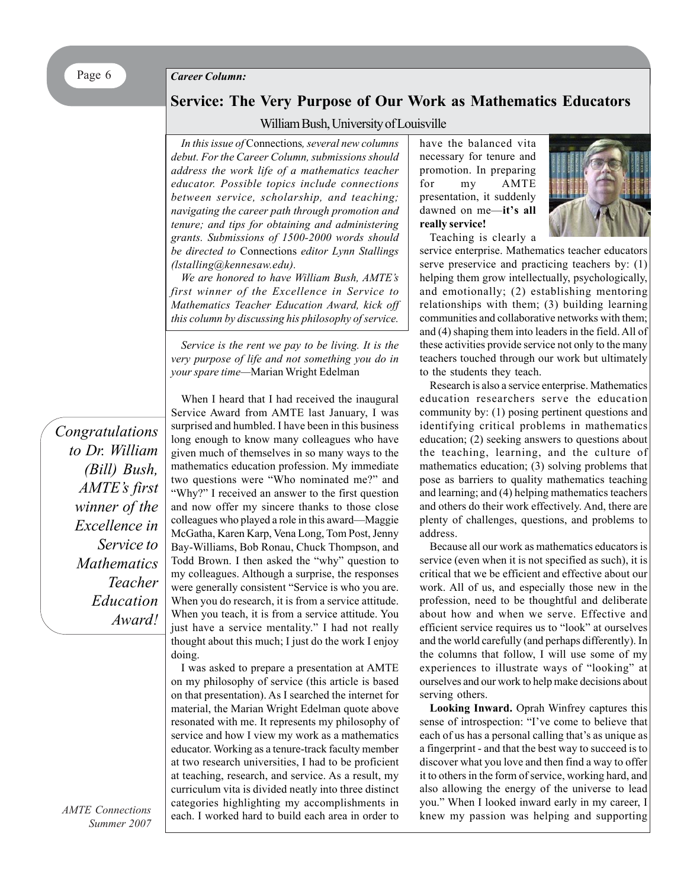*Career Column:*

## Service: The Very Purpose of Our Work as Mathematics Educators

William Bush, University of Louisville

*In this issue of* Connections*, several new columns debut. For the Career Column, submissions should address the work life of a mathematics teacher educator. Possible topics include connections between service, scholarship, and teaching; navigating the career path through promotion and tenure; and tips for obtaining and administering grants. Submissions of 1500-2000 words should be directed to* Connections *editor Lynn Stallings (lstalling@kennesaw.edu).*

*We are honored to have William Bush, AMTE's first winner of the Excellence in Service to Mathematics Teacher Education Award, kick off this column by discussing his philosophy of service.*

*Service is the rent we pay to be living. It is the very purpose of life and not something you do in your spare time*—Marian Wright Edelman

*Congratulations to Dr. William (Bill) Bush, AMTE's first winner of the Excellence in Service to Mathematics Teacher Education Award!*

When I heard that I had received the inaugural Service Award from AMTE last January, I was surprised and humbled. I have been in this business long enough to know many colleagues who have given much of themselves in so many ways to the mathematics education profession. My immediate two questions were "Who nominated me?" and "Why?" I received an answer to the first question and now offer my sincere thanks to those close colleagues who played a role in this award—Maggie McGatha, Karen Karp, Vena Long, Tom Post, Jenny Bay-Williams, Bob Ronau, Chuck Thompson, and Todd Brown. I then asked the "why" question to my colleagues. Although a surprise, the responses were generally consistent "Service is who you are. When you do research, it is from a service attitude. When you teach, it is from a service attitude. You just have a service mentality." I had not really thought about this much; I just do the work I enjoy doing.

I was asked to prepare a presentation at AMTE on my philosophy of service (this article is based on that presentation). As I searched the internet for material, the Marian Wright Edelman quote above resonated with me. It represents my philosophy of service and how I view my work as a mathematics educator. Working as a tenure-track faculty member at two research universities, I had to be proficient at teaching, research, and service. As a result, my curriculum vita is divided neatly into three distinct categories highlighting my accomplishments in each. I worked hard to build each area in order to have the balanced vita necessary for tenure and promotion. In preparing for my AMTE presentation, it suddenly dawned on me—**it's all really service!**

Teaching is clearly a service enterprise. Mathematics teacher educators serve preservice and practicing teachers by: (1) helping them grow intellectually, psychologically, and emotionally; (2) establishing mentoring relationships with them; (3) building learning communities and collaborative networks with them; and (4) shaping them into leaders in the field. All of these activities provide service not only to the many teachers touched through our work but ultimately to the students they teach.

Research is also a service enterprise. Mathematics education researchers serve the education community by: (1) posing pertinent questions and identifying critical problems in mathematics education; (2) seeking answers to questions about the teaching, learning, and the culture of mathematics education; (3) solving problems that pose as barriers to quality mathematics teaching and learning; and (4) helping mathematics teachers and others do their work effectively. And, there are plenty of challenges, questions, and problems to address.

Because all our work as mathematics educators is service (even when it is not specified as such), it is critical that we be efficient and effective about our work. All of us, and especially those new in the profession, need to be thoughtful and deliberate about how and when we serve. Effective and efficient service requires us to "look" at ourselves and the world carefully (and perhaps differently). In the columns that follow, I will use some of my experiences to illustrate ways of "looking" at ourselves and our work to help make decisions about serving others.

**Looking Inward.** Oprah Winfrey captures this sense of introspection: "I've come to believe that each of us has a personal calling that's as unique as a fingerprint - and that the best way to succeed is to discover what you love and then find a way to offer it to others in the form of service, working hard, and also allowing the energy of the universe to lead you." When I looked inward early in my career, I knew my passion was helping and supporting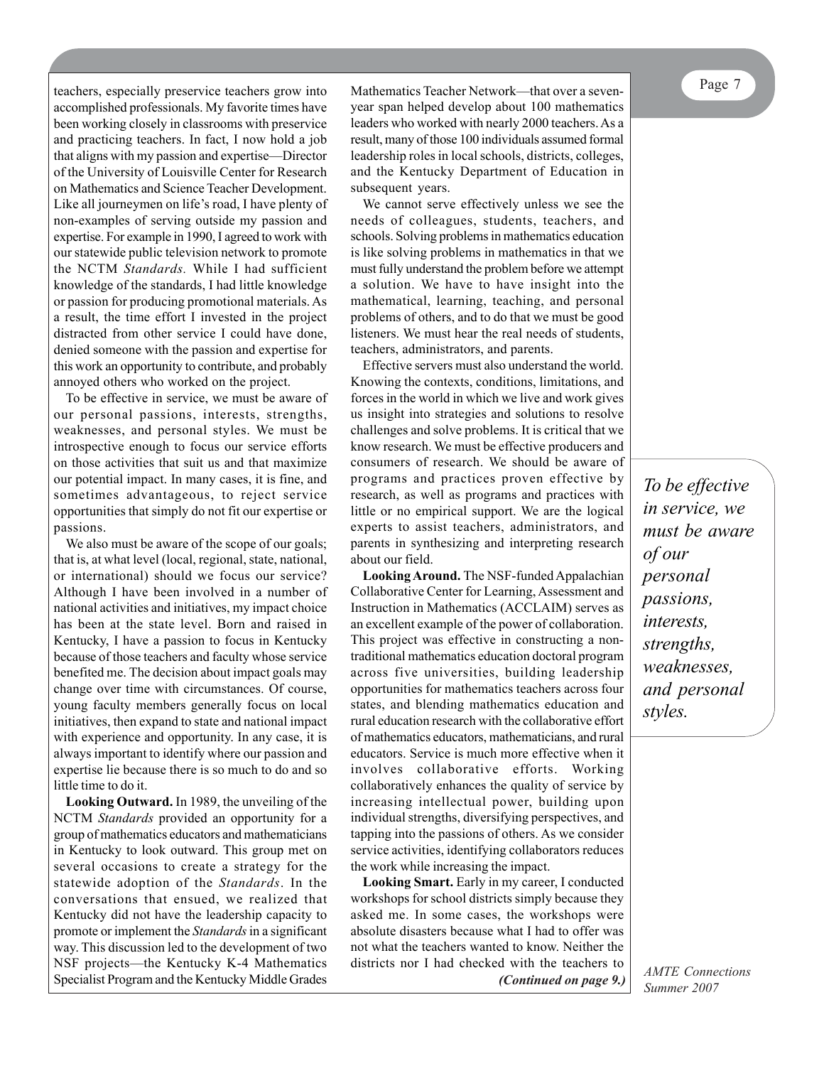teachers, especially preservice teachers grow into accomplished professionals. My favorite times have been working closely in classrooms with preservice and practicing teachers. In fact, I now hold a job that aligns with my passion and expertise—Director of the University of Louisville Center for Research on Mathematics and Science Teacher Development. Like all journeymen on life's road, I have plenty of non-examples of serving outside my passion and expertise. For example in 1990, I agreed to work with our statewide public television network to promote the NCTM *Standards.* While I had sufficient knowledge of the standards, I had little knowledge or passion for producing promotional materials. As a result, the time effort I invested in the project distracted from other service I could have done, denied someone with the passion and expertise for this work an opportunity to contribute, and probably annoyed others who worked on the project.

To be effective in service, we must be aware of our personal passions, interests, strengths, weaknesses, and personal styles. We must be introspective enough to focus our service efforts on those activities that suit us and that maximize our potential impact. In many cases, it is fine, and sometimes advantageous, to reject service opportunities that simply do not fit our expertise or passions.

We also must be aware of the scope of our goals; that is, at what level (local, regional, state, national, or international) should we focus our service? Although I have been involved in a number of national activities and initiatives, my impact choice has been at the state level. Born and raised in Kentucky, I have a passion to focus in Kentucky because of those teachers and faculty whose service benefited me. The decision about impact goals may change over time with circumstances. Of course, young faculty members generally focus on local initiatives, then expand to state and national impact with experience and opportunity. In any case, it is always important to identify where our passion and expertise lie because there is so much to do and so little time to do it.

**Looking Outward.** In 1989, the unveiling of the NCTM *Standards* provided an opportunity for a group of mathematics educators and mathematicians in Kentucky to look outward. This group met on several occasions to create a strategy for the statewide adoption of the *Standards*. In the conversations that ensued, we realized that Kentucky did not have the leadership capacity to promote or implement the *Standards* in a significant way. This discussion led to the development of two NSF projects—the Kentucky K-4 Mathematics Specialist Program and the Kentucky Middle Grades Mathematics Teacher Network—that over a seven-year span helped develop about 100 mathematics leaders who worked with nearly 2000 teachers. As a result, many of those 100 individuals assumed formal leadership roles in local schools, districts, colleges, and the Kentucky Department of Education in subsequent years.

We cannot serve effectively unless we see the needs of colleagues, students, teachers, and schools. Solving problems in mathematics education is like solving problems in mathematics in that we must fully understand the problem before we attempt a solution. We have to have insight into the mathematical, learning, teaching, and personal problems of others, and to do that we must be good listeners. We must hear the real needs of students, teachers, administrators, and parents.

Effective servers must also understand the world. Knowing the contexts, conditions, limitations, and forces in the world in which we live and work gives us insight into strategies and solutions to resolve challenges and solve problems. It is critical that we know research. We must be effective producers and consumers of research. We should be aware of programs and practices proven effective by research, as well as programs and practices with little or no empirical support. We are the logical experts to assist teachers, administrators, and parents in synthesizing and interpreting research about our field.

*To be effective in service, we must be aware of our personal passions, interests, strengths, weaknesses, and personal styles.*

**Looking Around.** The NSF-funded Appalachian Collaborative Center for Learning, Assessment and Instruction in Mathematics (ACCLAIM) serves as an excellent example of the power of collaboration. This project was effective in constructing a non-traditional mathematics education doctoral program across five universities, building leadership opportunities for mathematics teachers across four states, and blending mathematics education and rural education research with the collaborative effort of mathematics educators, mathematicians, and rural educators. Service is much more effective when it involves collaborative efforts. Working collaboratively enhances the quality of service by increasing intellectual power, building upon individual strengths, diversifying perspectives, and tapping into the passions of others. As we consider service activities, identifying collaborators reduces the work while increasing the impact.

**Looking Smart.** Early in my career, I conducted workshops for school districts simply because they asked me. In some cases, the workshops were absolute disasters because what I had to offer was not what the teachers wanted to know. Neither the districts nor I had checked with the teachers to

***(Continued on page 9.)***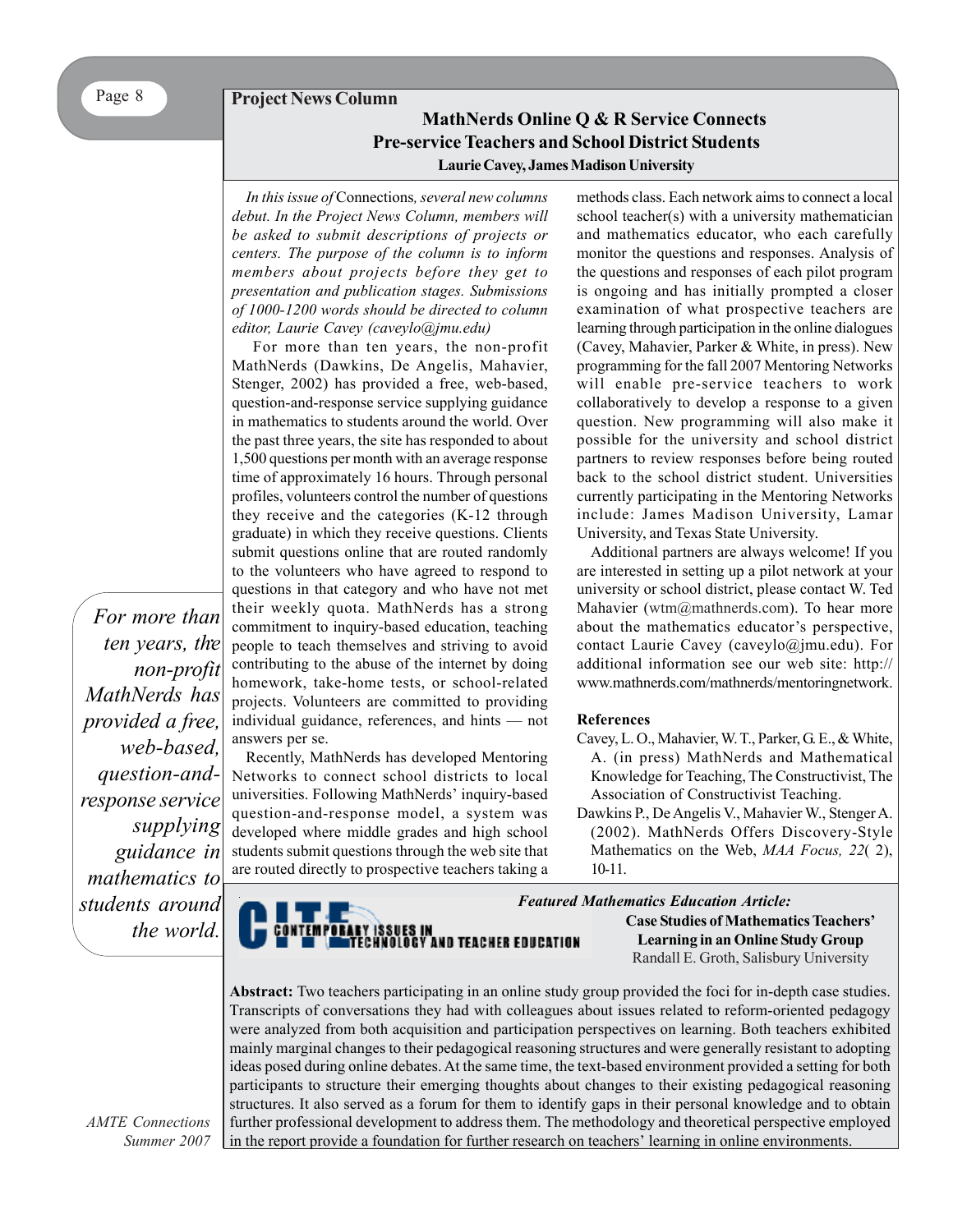**Project News Column**

## MathNerds Online Q & R Service Connects Pre-service Teachers and School District Students

**Laurie Cavey, James Madison University**

*In this issue of* Connections*, several new columns debut. In the Project News Column, members will be asked to submit descriptions of projects or centers. The purpose of the column is to inform members about projects before they get to presentation and publication stages. Submissions of 1000-1200 words should be directed to column editor, Laurie Cavey (caveylo@jmu.edu)*

For more than ten years, the non-profit MathNerds (Dawkins, De Angelis, Mahavier, Stenger, 2002) has provided a free, web-based, question-and-response service supplying guidance in mathematics to students around the world. Over the past three years, the site has responded to about 1,500 questions per month with an average response time of approximately 16 hours. Through personal profiles, volunteers control the number of questions they receive and the categories (K-12 through graduate) in which they receive questions. Clients submit questions online that are routed randomly to the volunteers who have agreed to respond to questions in that category and who have not met their weekly quota. MathNerds has a strong commitment to inquiry-based education, teaching people to teach themselves and striving to avoid contributing to the abuse of the internet by doing homework, take-home tests, or school-related projects. Volunteers are committed to providing individual guidance, references, and hints — not answers per se.

> *For more than ten years, the non-profit MathNerds has provided a free, web-based, question-and-response service supplying guidance in mathematics to students around the world.*

Recently, MathNerds has developed Mentoring Networks to connect school districts to local universities. Following MathNerds' inquiry-based question-and-response model, a system was developed where middle grades and high school students submit questions through the web site that are routed directly to prospective teachers taking a methods class. Each network aims to connect a local school teacher(s) with a university mathematician and mathematics educator, who each carefully monitor the questions and responses. Analysis of the questions and responses of each pilot program is ongoing and has initially prompted a closer examination of what prospective teachers are learning through participation in the online dialogues (Cavey, Mahavier, Parker & White, in press). New programming for the fall 2007 Mentoring Networks will enable pre-service teachers to work collaboratively to develop a response to a given question. New programming will also make it possible for the university and school district partners to review responses before being routed back to the school district student. Universities currently participating in the Mentoring Networks include: James Madison University, Lamar University, and Texas State University.

Additional partners are always welcome! If you are interested in setting up a pilot network at your university or school district, please contact W. Ted Mahavier (wtm@mathnerds.com). To hear more about the mathematics educator's perspective, contact Laurie Cavey (caveylo@jmu.edu). For additional information see our web site: http://www.mathnerds.com/mathnerds/mentoringnetwork.

### References

Cavey, L. O., Mahavier, W. T., Parker, G. E., & White, A. (in press) MathNerds and Mathematical Knowledge for Teaching, The Constructivist, The Association of Constructivist Teaching.

Dawkins P., De Angelis V., Mahavier W., Stenger A. (2002). MathNerds Offers Discovery-Style Mathematics on the Web, *MAA Focus, 22*( 2), 10-11.

---

CITE — CONTEMPORARY ISSUES IN TECHNOLOGY AND TEACHER EDUCATION

***Featured Mathematics Education Article:***

**Case Studies of Mathematics Teachers' Learning in an Online Study Group**

Randall E. Groth, Salisbury University

**Abstract:** Two teachers participating in an online study group provided the foci for in-depth case studies. Transcripts of conversations they had with colleagues about issues related to reform-oriented pedagogy were analyzed from both acquisition and participation perspectives on learning. Both teachers exhibited mainly marginal changes to their pedagogical reasoning structures and were generally resistant to adopting ideas posed during online debates. At the same time, the text-based environment provided a setting for both participants to structure their emerging thoughts about changes to their existing pedagogical reasoning structures. It also served as a forum for them to identify gaps in their personal knowledge and to obtain further professional development to address them. The methodology and theoretical perspective employed in the report provide a foundation for further research on teachers' learning in online environments.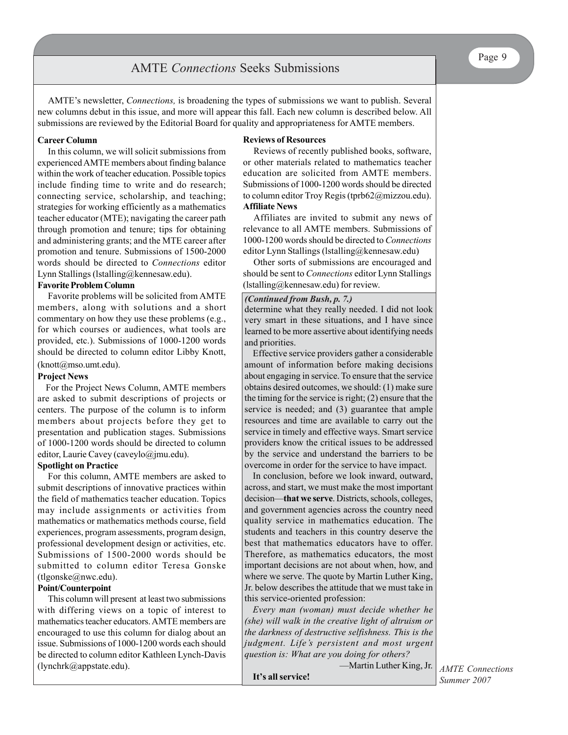# AMTE *Connections* Seeks Submissions

AMTE's newsletter, *Connections,* is broadening the types of submissions we want to publish. Several new columns debut in this issue, and more will appear this fall. Each new column is described below. All submissions are reviewed by the Editorial Board for quality and appropriateness for AMTE members.

**Career Column**

In this column, we will solicit submissions from experienced AMTE members about finding balance within the work of teacher education. Possible topics include finding time to write and do research; connecting service, scholarship, and teaching; strategies for working efficiently as a mathematics teacher educator (MTE); navigating the career path through promotion and tenure; tips for obtaining and administering grants; and the MTE career after promotion and tenure. Submissions of 1500-2000 words should be directed to *Connections* editor Lynn Stallings (lstalling@kennesaw.edu).

**Favorite Problem Column**

Favorite problems will be solicited from AMTE members, along with solutions and a short commentary on how they use these problems (e.g., for which courses or audiences, what tools are provided, etc.). Submissions of 1000-1200 words should be directed to column editor Libby Knott, (knott@mso.umt.edu).

**Project News**

For the Project News Column, AMTE members are asked to submit descriptions of projects or centers. The purpose of the column is to inform members about projects before they get to presentation and publication stages. Submissions of 1000-1200 words should be directed to column editor, Laurie Cavey (caveylo@jmu.edu).

**Spotlight on Practice**

For this column, AMTE members are asked to submit descriptions of innovative practices within the field of mathematics teacher education. Topics may include assignments or activities from mathematics or mathematics methods course, field experiences, program assessments, program design, professional development design or activities, etc. Submissions of 1500-2000 words should be submitted to column editor Teresa Gonske (tlgonske@nwc.edu).

**Point/Counterpoint**

This column will present at least two submissions with differing views on a topic of interest to mathematics teacher educators. AMTE members are encouraged to use this column for dialog about an issue. Submissions of 1000-1200 words each should be directed to column editor Kathleen Lynch-Davis (lynchrk@appstate.edu).

**Reviews of Resources**

Reviews of recently published books, software, or other materials related to mathematics teacher education are solicited from AMTE members. Submissions of 1000-1200 words should be directed to column editor Troy Regis (tprb62@mizzou.edu).

**Affiliate News**

Affiliates are invited to submit any news of relevance to all AMTE members. Submissions of 1000-1200 words should be directed to *Connections* editor Lynn Stallings (lstalling@kennesaw.edu)

Other sorts of submissions are encouraged and should be sent to *Connections* editor Lynn Stallings (lstalling@kennesaw.edu) for review.

***(Continued from Bush, p. 7.)***

determine what they really needed. I did not look very smart in these situations, and I have since learned to be more assertive about identifying needs and priorities.

Effective service providers gather a considerable amount of information before making decisions about engaging in service. To ensure that the service obtains desired outcomes, we should: (1) make sure the timing for the service is right; (2) ensure that the service is needed; and (3) guarantee that ample resources and time are available to carry out the service in timely and effective ways. Smart service providers know the critical issues to be addressed by the service and understand the barriers to be overcome in order for the service to have impact.

In conclusion, before we look inward, outward, across, and start, we must make the most important decision—**that we serve**. Districts, schools, colleges, and government agencies across the country need quality service in mathematics education. The students and teachers in this country deserve the best that mathematics educators have to offer. Therefore, as mathematics educators, the most important decisions are not about when, how, and where we serve. The quote by Martin Luther King, Jr. below describes the attitude that we must take in this service-oriented profession:

*Every man (woman) must decide whether he (she) will walk in the creative light of altruism or the darkness of destructive selfishness. This is the judgment. Life's persistent and most urgent question is: What are you doing for others?*

—Martin Luther King, Jr.

**It's all service!**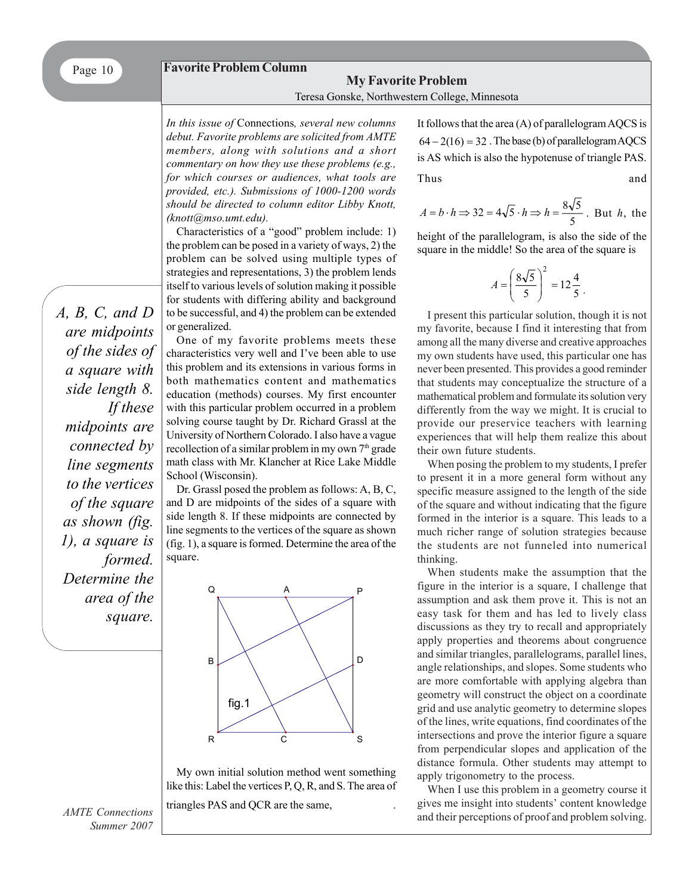## Favorite Problem Column

# My Favorite Problem

Teresa Gonske, Northwestern College, Minnesota

*In this issue of* Connections*, several new columns debut. Favorite problems are solicited from AMTE members, along with solutions and a short commentary on how they use these problems (e.g., for which courses or audiences, what tools are provided, etc.). Submissions of 1000-1200 words should be directed to column editor Libby Knott, (knott@mso.umt.edu).*

Characteristics of a "good" problem include: 1) the problem can be posed in a variety of ways, 2) the problem can be solved using multiple types of strategies and representations, 3) the problem lends itself to various levels of solution making it possible for students with differing ability and background to be successful, and 4) the problem can be extended or generalized.

One of my favorite problems meets these characteristics very well and I've been able to use this problem and its extensions in various forms in both mathematics content and mathematics education (methods) courses. My first encounter with this particular problem occurred in a problem solving course taught by Dr. Richard Grassl at the University of Northern Colorado. I also have a vague recollection of a similar problem in my own 7th grade math class with Mr. Klancher at Rice Lake Middle School (Wisconsin).

Dr. Grassl posed the problem as follows: A, B, C, and D are midpoints of the sides of a square with side length 8. If these midpoints are connected by line segments to the vertices of the square as shown (fig. 1), a square is formed. Determine the area of the square.

*A, B, C, and D are midpoints of the sides of a square with side length 8. If these midpoints are connected by line segments to the vertices of the square as shown (fig. 1), a square is formed. Determine the area of the square.*

fig.1

My own initial solution method went something like this: Label the vertices P, Q, R, and S. The area of triangles PAS and QCR are the same, .

It follows that the area (A) of parallelogram AQCS is $64 - 2(16) = 32$. The base (b) of parallelogram AQCS is AS which is also the hypotenuse of triangle PAS. Thus and

$A = b \cdot h \Rightarrow 32 = 4\sqrt{5} \cdot h \Rightarrow h = \frac{8\sqrt{5}}{5}$. But $h$, the height of the parallelogram, is also the side of the square in the middle! So the area of the square is

$$A = \left(\frac{8\sqrt{5}}{5}\right)^2 = 12\frac{4}{5}.$$

I present this particular solution, though it is not my favorite, because I find it interesting that from among all the many diverse and creative approaches my own students have used, this particular one has never been presented. This provides a good reminder that students may conceptualize the structure of a mathematical problem and formulate its solution very differently from the way we might. It is crucial to provide our preservice teachers with learning experiences that will help them realize this about their own future students.

When posing the problem to my students, I prefer to present it in a more general form without any specific measure assigned to the length of the side of the square and without indicating that the figure formed in the interior is a square. This leads to a much richer range of solution strategies because the students are not funneled into numerical thinking.

When students make the assumption that the figure in the interior is a square, I challenge that assumption and ask them prove it. This is not an easy task for them and has led to lively class discussions as they try to recall and appropriately apply properties and theorems about congruence and similar triangles, parallelograms, parallel lines, angle relationships, and slopes. Some students who are more comfortable with applying algebra than geometry will construct the object on a coordinate grid and use analytic geometry to determine slopes of the lines, write equations, find coordinates of the intersections and prove the interior figure a square from perpendicular slopes and application of the distance formula. Other students may attempt to apply trigonometry to the process.

When I use this problem in a geometry course it gives me insight into students' content knowledge and their perceptions of proof and problem solving.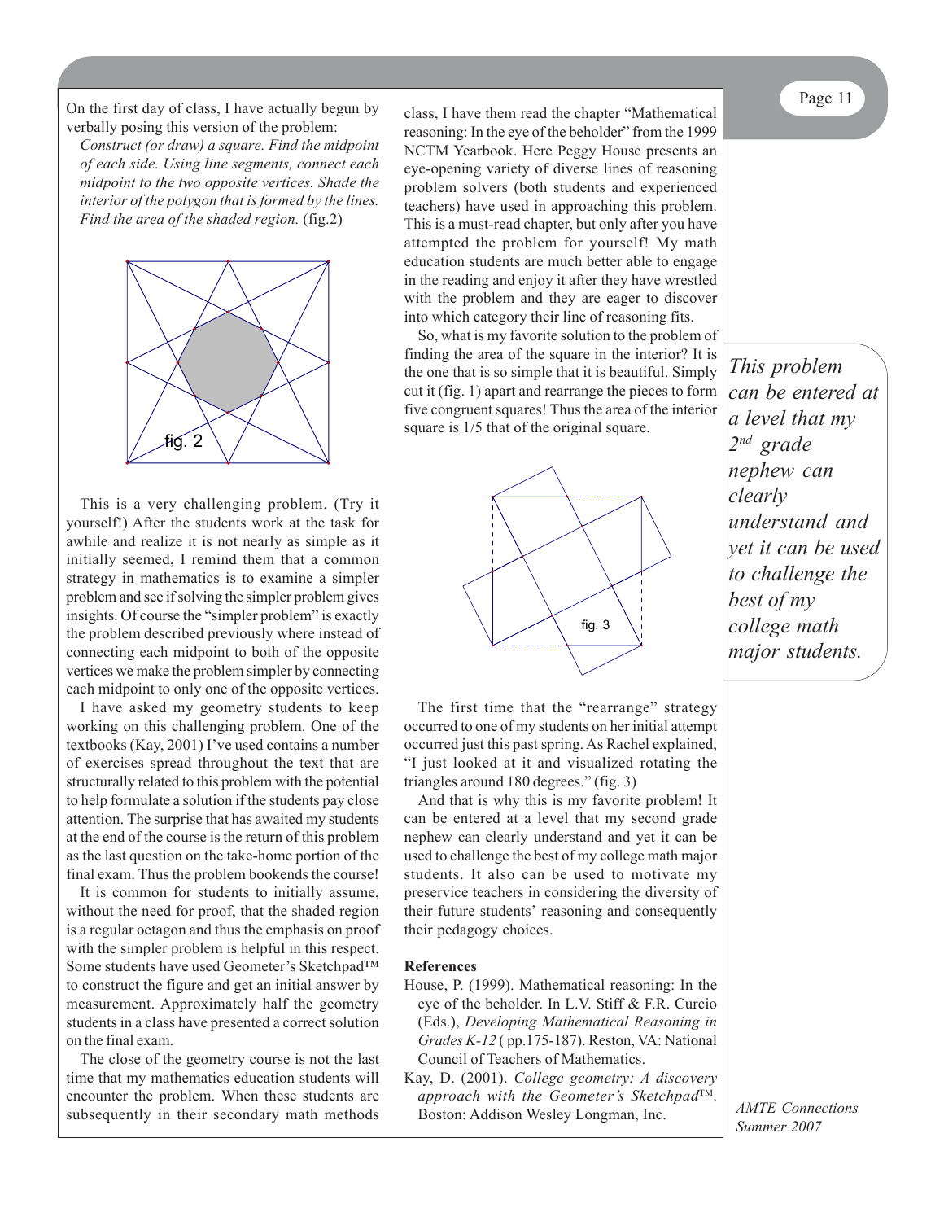On the first day of class, I have actually begun by verbally posing this version of the problem:

*Construct (or draw) a square. Find the midpoint of each side. Using line segments, connect each midpoint to the two opposite vertices. Shade the interior of the polygon that is formed by the lines. Find the area of the shaded region.* (fig.2)

fig. 2

This is a very challenging problem. (Try it yourself!) After the students work at the task for awhile and realize it is not nearly as simple as it initially seemed, I remind them that a common strategy in mathematics is to examine a simpler problem and see if solving the simpler problem gives insights. Of course the "simpler problem" is exactly the problem described previously where instead of connecting each midpoint to both of the opposite vertices we make the problem simpler by connecting each midpoint to only one of the opposite vertices.

I have asked my geometry students to keep working on this challenging problem. One of the textbooks (Kay, 2001) I've used contains a number of exercises spread throughout the text that are structurally related to this problem with the potential to help formulate a solution if the students pay close attention. The surprise that has awaited my students at the end of the course is the return of this problem as the last question on the take-home portion of the final exam. Thus the problem bookends the course!

It is common for students to initially assume, without the need for proof, that the shaded region is a regular octagon and thus the emphasis on proof with the simpler problem is helpful in this respect. Some students have used Geometer's Sketchpad™ to construct the figure and get an initial answer by measurement. Approximately half the geometry students in a class have presented a correct solution on the final exam.

The close of the geometry course is not the last time that my mathematics education students will encounter the problem. When these students are subsequently in their secondary math methods class, I have them read the chapter "Mathematical reasoning: In the eye of the beholder" from the 1999 NCTM Yearbook. Here Peggy House presents an eye-opening variety of diverse lines of reasoning problem solvers (both students and experienced teachers) have used in approaching this problem. This is a must-read chapter, but only after you have attempted the problem for yourself! My math education students are much better able to engage in the reading and enjoy it after they have wrestled with the problem and they are eager to discover into which category their line of reasoning fits.

So, what is my favorite solution to the problem of finding the area of the square in the interior? It is the one that is so simple that it is beautiful. Simply cut it (fig. 1) apart and rearrange the pieces to form five congruent squares! Thus the area of the interior square is 1/5 that of the original square.

fig. 3

The first time that the "rearrange" strategy occurred to one of my students on her initial attempt occurred just this past spring. As Rachel explained, "I just looked at it and visualized rotating the triangles around 180 degrees." (fig. 3)

And that is why this is my favorite problem! It can be entered at a level that my second grade nephew can clearly understand and yet it can be used to challenge the best of my college math major students. It also can be used to motivate my preservice teachers in considering the diversity of their future students' reasoning and consequently their pedagogy choices.

> *This problem can be entered at a level that my 2nd grade nephew can clearly understand and yet it can be used to challenge the best of my college math major students.*

**References**

House, P. (1999). Mathematical reasoning: In the eye of the beholder. In L.V. Stiff & F.R. Curcio (Eds.), *Developing Mathematical Reasoning in Grades K-12* ( pp.175-187). Reston, VA: National Council of Teachers of Mathematics.

Kay, D. (2001). *College geometry: A discovery approach with the Geometer's Sketchpad*™. Boston: Addison Wesley Longman, Inc.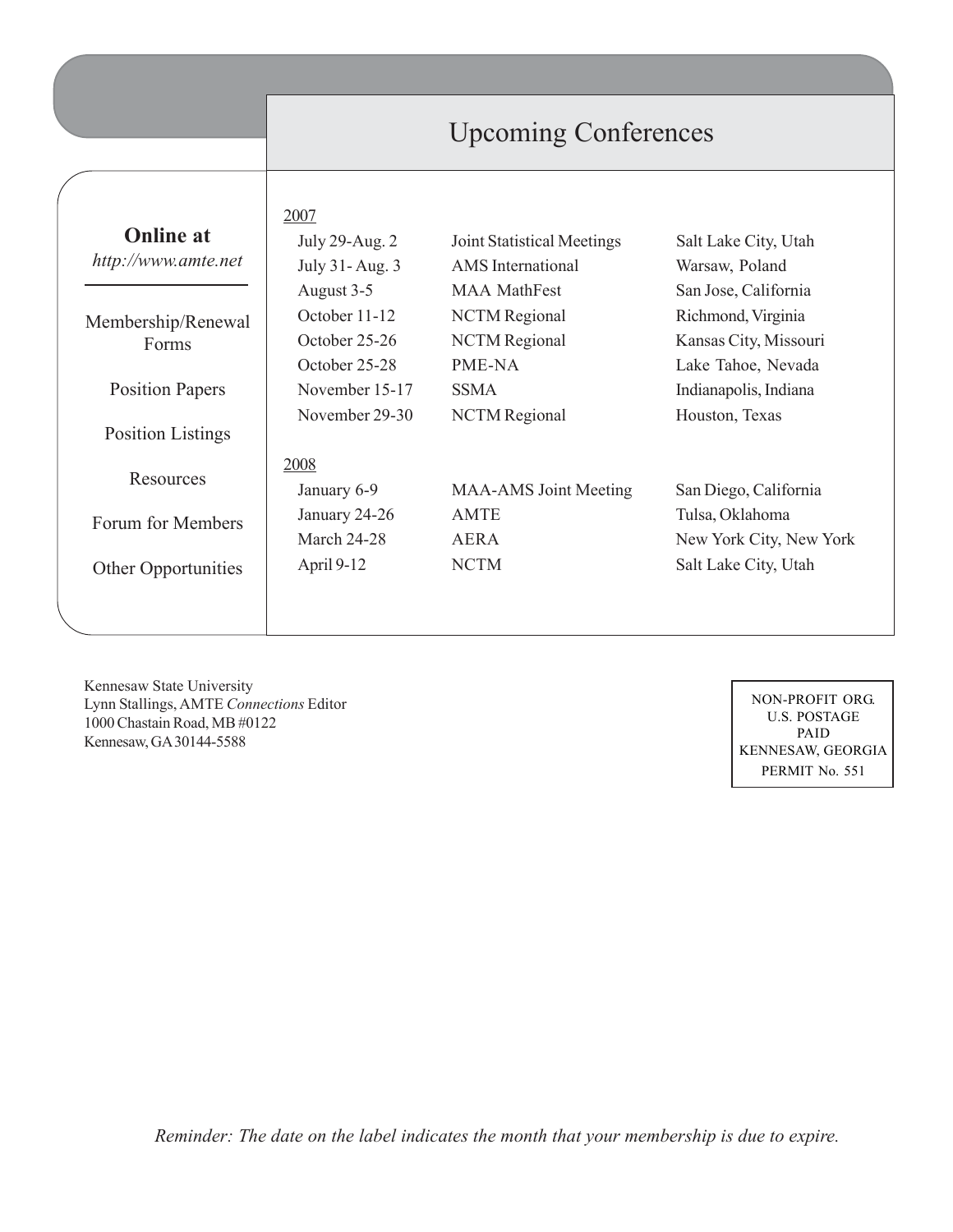## Upcoming Conferences

**Online at**
*http://www.amte.net*

Membership/Renewal Forms

Position Papers

Position Listings

Resources

Forum for Members

Other Opportunities

2007

| | | |
|---|---|---|
| July 29-Aug. 2 | Joint Statistical Meetings | Salt Lake City, Utah |
| July 31- Aug. 3 | AMS International | Warsaw, Poland |
| August 3-5 | MAA MathFest | San Jose, California |
| October 11-12 | NCTM Regional | Richmond, Virginia |
| October 25-26 | NCTM Regional | Kansas City, Missouri |
| October 25-28 | PME-NA | Lake Tahoe, Nevada |
| November 15-17 | SSMA | Indianapolis, Indiana |
| November 29-30 | NCTM Regional | Houston, Texas |

2008

| | | |
|---|---|---|
| January 6-9 | MAA-AMS Joint Meeting | San Diego, California |
| January 24-26 | AMTE | Tulsa, Oklahoma |
| March 24-28 | AERA | New York City, New York |
| April 9-12 | NCTM | Salt Lake City, Utah |

Kennesaw State University
Lynn Stallings, AMTE *Connections* Editor
1000 Chastain Road, MB #0122
Kennesaw, GA 30144-5588

NON-PROFIT ORG.
U.S. POSTAGE
PAID
KENNESAW, GEORGIA
PERMIT No. 551

*Reminder: The date on the label indicates the month that your membership is due to expire.*